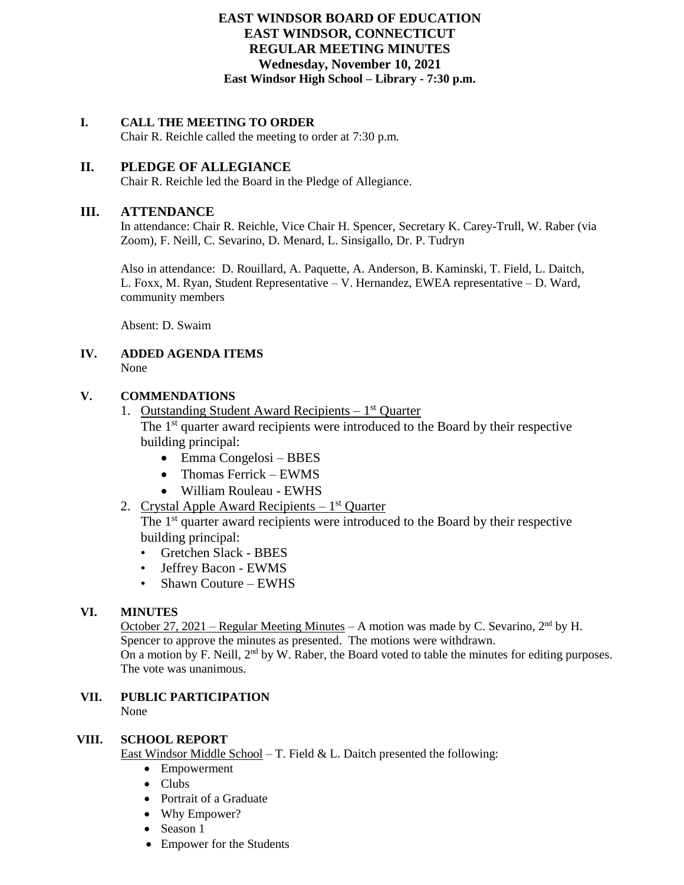**EAST WINDSOR BOARD OF EDUCATION**
**EAST WINDSOR, CONNECTICUT**
**REGULAR MEETING MINUTES**
**Wednesday, November 10, 2021**
**East Windsor High School – Library - 7:30 p.m.**

## I. CALL THE MEETING TO ORDER

Chair R. Reichle called the meeting to order at 7:30 p.m.

## II. PLEDGE OF ALLEGIANCE

Chair R. Reichle led the Board in the Pledge of Allegiance.

## III. ATTENDANCE

In attendance: Chair R. Reichle, Vice Chair H. Spencer, Secretary K. Carey-Trull, W. Raber (via Zoom), F. Neill, C. Sevarino, D. Menard, L. Sinsigallo, Dr. P. Tudryn

Also in attendance: D. Rouillard, A. Paquette, A. Anderson, B. Kaminski, T. Field, L. Daitch, L. Foxx, M. Ryan, Student Representative – V. Hernandez, EWEA representative – D. Ward, community members

Absent: D. Swaim

## IV. ADDED AGENDA ITEMS

None

## V. COMMENDATIONS

1. Outstanding Student Award Recipients – 1st Quarter
   The 1st quarter award recipients were introduced to the Board by their respective building principal:
   - Emma Congelosi – BBES
   - Thomas Ferrick – EWMS
   - William Rouleau - EWHS
2. Crystal Apple Award Recipients – 1st Quarter
   The 1st quarter award recipients were introduced to the Board by their respective building principal:
   - Gretchen Slack - BBES
   - Jeffrey Bacon - EWMS
   - Shawn Couture – EWHS

## VI. MINUTES

October 27, 2021 – Regular Meeting Minutes – A motion was made by C. Sevarino, 2nd by H. Spencer to approve the minutes as presented. The motions were withdrawn.
On a motion by F. Neill, 2nd by W. Raber, the Board voted to table the minutes for editing purposes. The vote was unanimous.

## VII. PUBLIC PARTICIPATION

None

## VIII. SCHOOL REPORT

East Windsor Middle School – T. Field & L. Daitch presented the following:

- Empowerment
- Clubs
- Portrait of a Graduate
- Why Empower?
- Season 1
- Empower for the Students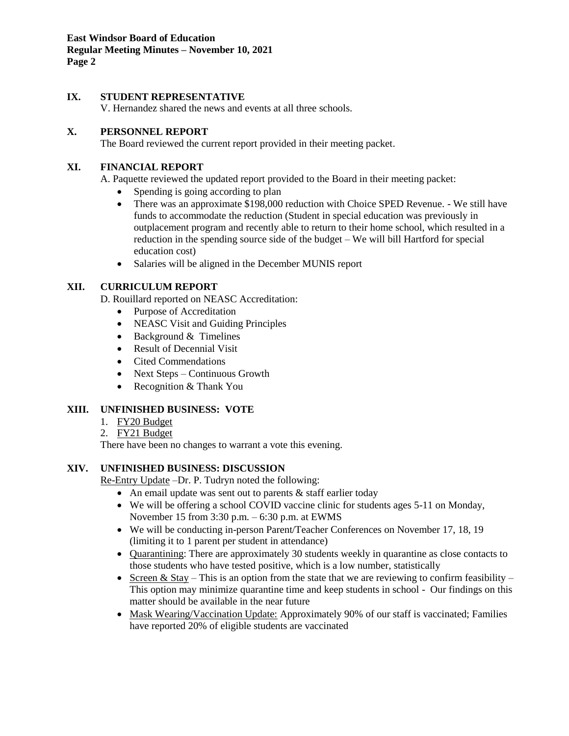## IX. STUDENT REPRESENTATIVE

V. Hernandez shared the news and events at all three schools.

## X. PERSONNEL REPORT

The Board reviewed the current report provided in their meeting packet.

## XI. FINANCIAL REPORT

A. Paquette reviewed the updated report provided to the Board in their meeting packet:

- Spending is going according to plan
- There was an approximate $198,000 reduction with Choice SPED Revenue. - We still have funds to accommodate the reduction (Student in special education was previously in outplacement program and recently able to return to their home school, which resulted in a reduction in the spending source side of the budget – We will bill Hartford for special education cost)
- Salaries will be aligned in the December MUNIS report

## XII. CURRICULUM REPORT

D. Rouillard reported on NEASC Accreditation:

- Purpose of Accreditation
- NEASC Visit and Guiding Principles
- Background & Timelines
- Result of Decennial Visit
- Cited Commendations
- Next Steps – Continuous Growth
- Recognition & Thank You

## XIII. UNFINISHED BUSINESS: VOTE

1. FY20 Budget
2. FY21 Budget

There have been no changes to warrant a vote this evening.

## XIV. UNFINISHED BUSINESS: DISCUSSION

Re-Entry Update –Dr. P. Tudryn noted the following:

- An email update was sent out to parents & staff earlier today
- We will be offering a school COVID vaccine clinic for students ages 5-11 on Monday, November 15 from 3:30 p.m. – 6:30 p.m. at EWMS
- We will be conducting in-person Parent/Teacher Conferences on November 17, 18, 19 (limiting it to 1 parent per student in attendance)
- Quarantining: There are approximately 30 students weekly in quarantine as close contacts to those students who have tested positive, which is a low number, statistically
- Screen & Stay – This is an option from the state that we are reviewing to confirm feasibility – This option may minimize quarantine time and keep students in school - Our findings on this matter should be available in the near future
- Mask Wearing/Vaccination Update: Approximately 90% of our staff is vaccinated; Families have reported 20% of eligible students are vaccinated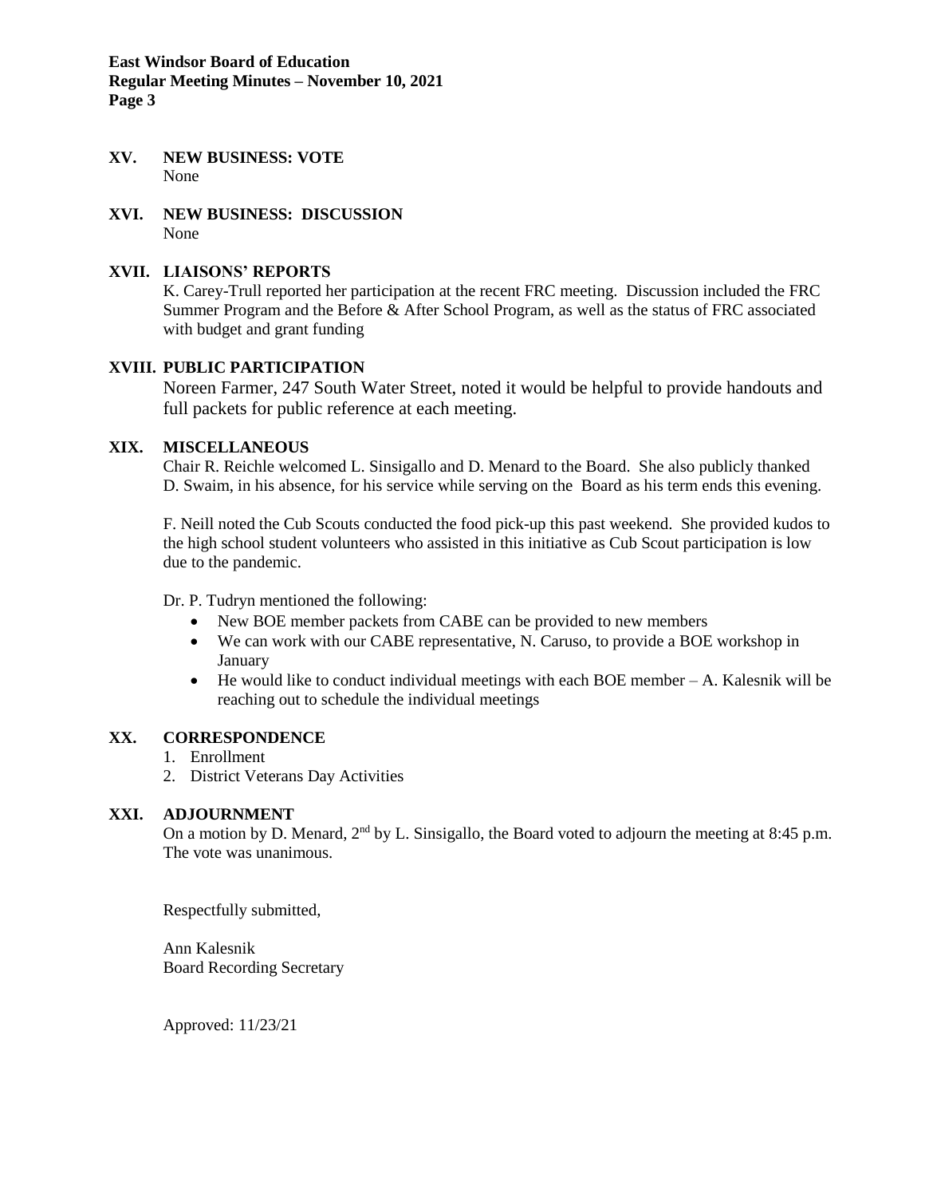## XV. NEW BUSINESS: VOTE

None

## XVI. NEW BUSINESS: DISCUSSION

None

## XVII. LIAISONS' REPORTS

K. Carey-Trull reported her participation at the recent FRC meeting. Discussion included the FRC Summer Program and the Before & After School Program, as well as the status of FRC associated with budget and grant funding

## XVIII. PUBLIC PARTICIPATION

Noreen Farmer, 247 South Water Street, noted it would be helpful to provide handouts and full packets for public reference at each meeting.

## XIX. MISCELLANEOUS

Chair R. Reichle welcomed L. Sinsigallo and D. Menard to the Board. She also publicly thanked D. Swaim, in his absence, for his service while serving on the Board as his term ends this evening.

F. Neill noted the Cub Scouts conducted the food pick-up this past weekend. She provided kudos to the high school student volunteers who assisted in this initiative as Cub Scout participation is low due to the pandemic.

Dr. P. Tudryn mentioned the following:

- New BOE member packets from CABE can be provided to new members
- We can work with our CABE representative, N. Caruso, to provide a BOE workshop in January
- He would like to conduct individual meetings with each BOE member – A. Kalesnik will be reaching out to schedule the individual meetings

## XX. CORRESPONDENCE

1. Enrollment
2. District Veterans Day Activities

## XXI. ADJOURNMENT

On a motion by D. Menard, 2nd by L. Sinsigallo, the Board voted to adjourn the meeting at 8:45 p.m. The vote was unanimous.

Respectfully submitted,

Ann Kalesnik
Board Recording Secretary

Approved: 11/23/21